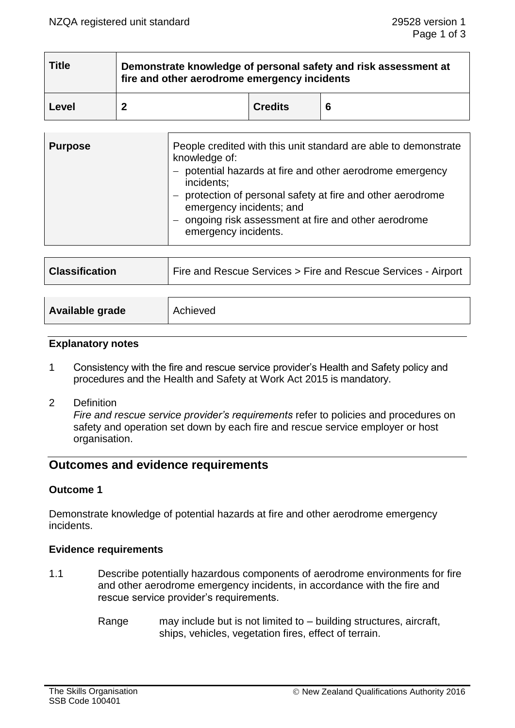| Title | Demonstrate knowledge of personal safety and risk assessment at fire and other aerodrome emergency incidents | | |
|---|---|---|---|
| Level | 2 | Credits | 6 |

| Purpose | People credited with this unit standard are able to demonstrate knowledge of:<br>– potential hazards at fire and other aerodrome emergency incidents;<br>– protection of personal safety at fire and other aerodrome emergency incidents; and<br>– ongoing risk assessment at fire and other aerodrome emergency incidents. |
|---|---|

| Classification | Fire and Rescue Services > Fire and Rescue Services - Airport |
|---|---|

| Available grade | Achieved |
|---|---|

### Explanatory notes

1 Consistency with the fire and rescue service provider's Health and Safety policy and procedures and the Health and Safety at Work Act 2015 is mandatory.

2 Definition
*Fire and rescue service provider's requirements* refer to policies and procedures on safety and operation set down by each fire and rescue service employer or host organisation.

## Outcomes and evidence requirements

### Outcome 1

Demonstrate knowledge of potential hazards at fire and other aerodrome emergency incidents.

### Evidence requirements

1.1 Describe potentially hazardous components of aerodrome environments for fire and other aerodrome emergency incidents, in accordance with the fire and rescue service provider's requirements.

Range may include but is not limited to – building structures, aircraft, ships, vehicles, vegetation fires, effect of terrain.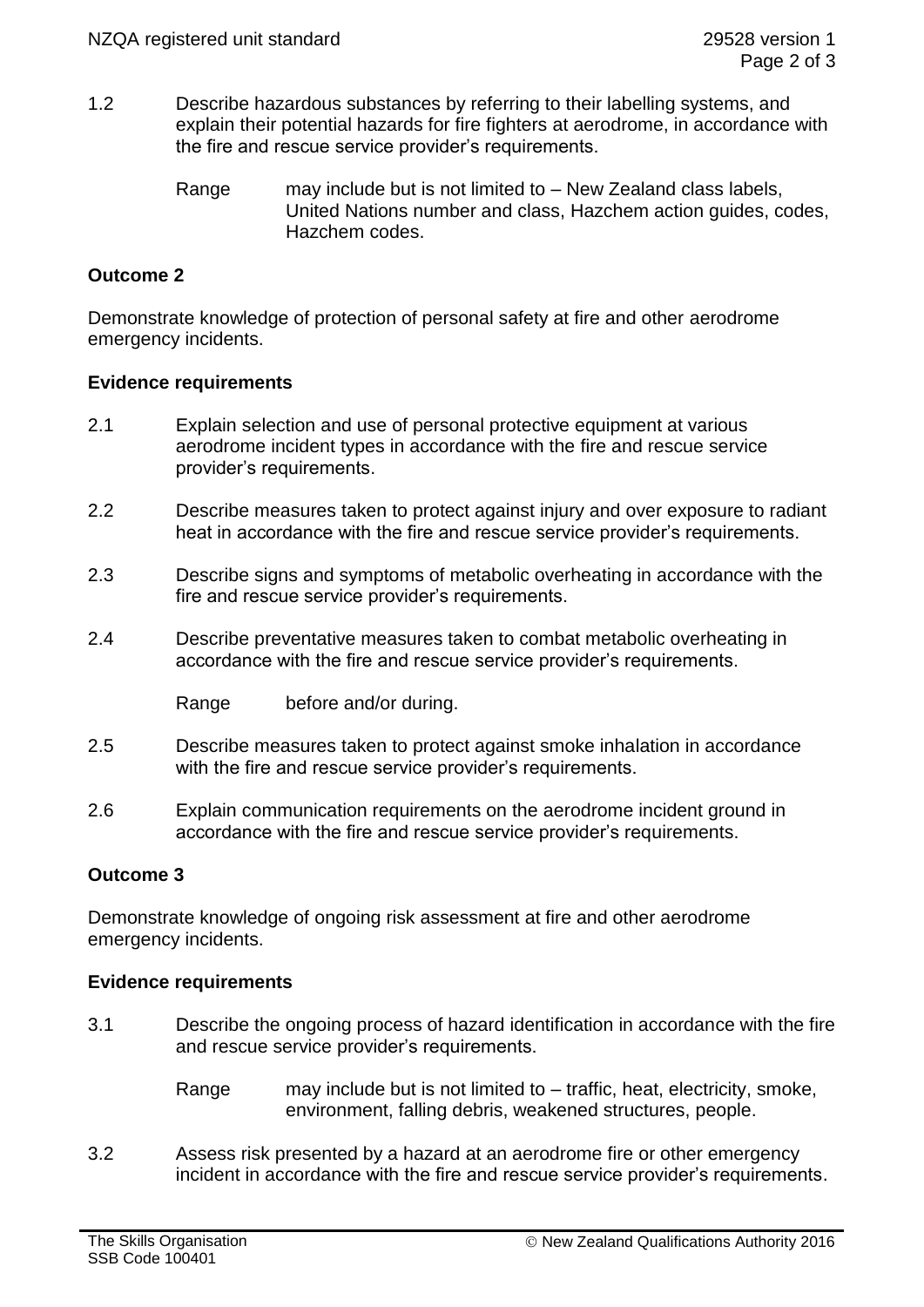1.2 Describe hazardous substances by referring to their labelling systems, and explain their potential hazards for fire fighters at aerodrome, in accordance with the fire and rescue service provider's requirements.

Range may include but is not limited to – New Zealand class labels, United Nations number and class, Hazchem action guides, codes, Hazchem codes.

**Outcome 2**

Demonstrate knowledge of protection of personal safety at fire and other aerodrome emergency incidents.

**Evidence requirements**

2.1 Explain selection and use of personal protective equipment at various aerodrome incident types in accordance with the fire and rescue service provider's requirements.

2.2 Describe measures taken to protect against injury and over exposure to radiant heat in accordance with the fire and rescue service provider's requirements.

2.3 Describe signs and symptoms of metabolic overheating in accordance with the fire and rescue service provider's requirements.

2.4 Describe preventative measures taken to combat metabolic overheating in accordance with the fire and rescue service provider's requirements.

Range before and/or during.

2.5 Describe measures taken to protect against smoke inhalation in accordance with the fire and rescue service provider's requirements.

2.6 Explain communication requirements on the aerodrome incident ground in accordance with the fire and rescue service provider's requirements.

**Outcome 3**

Demonstrate knowledge of ongoing risk assessment at fire and other aerodrome emergency incidents.

**Evidence requirements**

3.1 Describe the ongoing process of hazard identification in accordance with the fire and rescue service provider's requirements.

Range may include but is not limited to – traffic, heat, electricity, smoke, environment, falling debris, weakened structures, people.

3.2 Assess risk presented by a hazard at an aerodrome fire or other emergency incident in accordance with the fire and rescue service provider's requirements.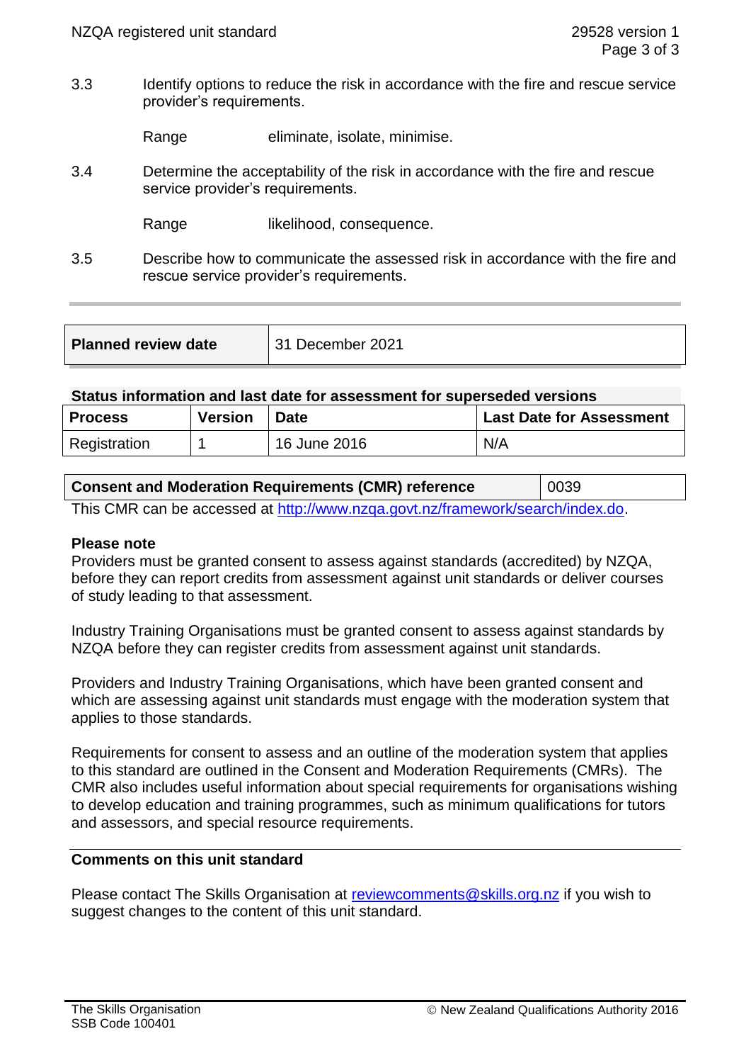3.3 Identify options to reduce the risk in accordance with the fire and rescue service provider's requirements.

Range eliminate, isolate, minimise.

3.4 Determine the acceptability of the risk in accordance with the fire and rescue service provider's requirements.

Range likelihood, consequence.

3.5 Describe how to communicate the assessed risk in accordance with the fire and rescue service provider's requirements.

| | |
|---|---|
| **Planned review date** | 31 December 2021 |

**Status information and last date for assessment for superseded versions**

| **Process** | **Version** | **Date** | **Last Date for Assessment** |
|---|---|---|---|
| Registration | 1 | 16 June 2016 | N/A |

| | |
|---|---|
| **Consent and Moderation Requirements (CMR) reference** | 0039 |

This CMR can be accessed at http://www.nzqa.govt.nz/framework/search/index.do.

**Please note**

Providers must be granted consent to assess against standards (accredited) by NZQA, before they can report credits from assessment against unit standards or deliver courses of study leading to that assessment.

Industry Training Organisations must be granted consent to assess against standards by NZQA before they can register credits from assessment against unit standards.

Providers and Industry Training Organisations, which have been granted consent and which are assessing against unit standards must engage with the moderation system that applies to those standards.

Requirements for consent to assess and an outline of the moderation system that applies to this standard are outlined in the Consent and Moderation Requirements (CMRs). The CMR also includes useful information about special requirements for organisations wishing to develop education and training programmes, such as minimum qualifications for tutors and assessors, and special resource requirements.

**Comments on this unit standard**

Please contact The Skills Organisation at reviewcomments@skills.org.nz if you wish to suggest changes to the content of this unit standard.